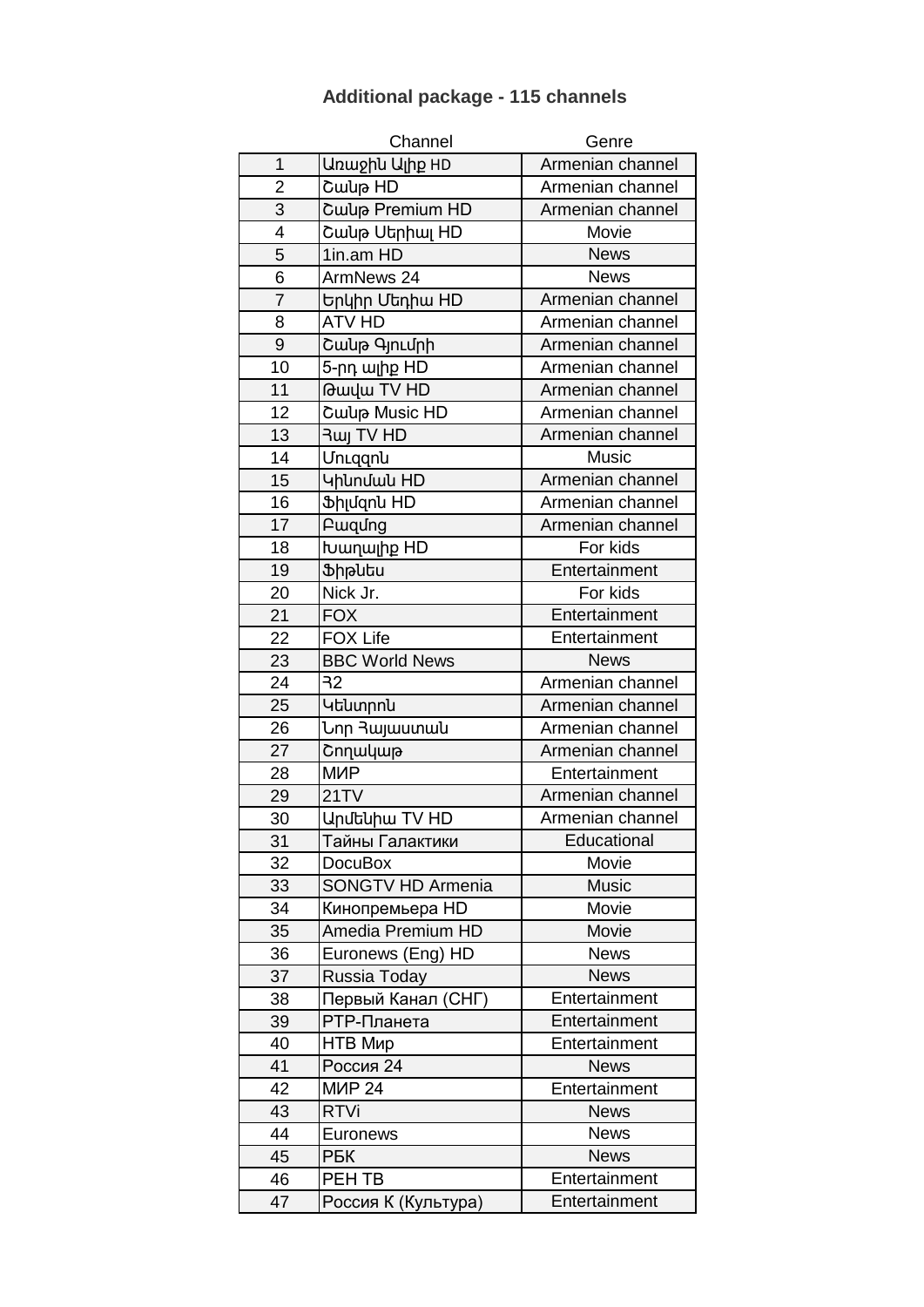# Additional package - 115 channels

| | Channel | Genre |
|---|---|---|
| 1 | Առաջին Ալիք HD | Armenian channel |
| 2 | Շանթ HD | Armenian channel |
| 3 | Շանթ Premium HD | Armenian channel |
| 4 | Շանթ Սերիալ HD | Movie |
| 5 | 1in.am HD | News |
| 6 | ArmNews 24 | News |
| 7 | Երկիր Մեդիա HD | Armenian channel |
| 8 | ATV HD | Armenian channel |
| 9 | Շանթ Գյումրի | Armenian channel |
| 10 | 5-րդ ալիք HD | Armenian channel |
| 11 | Թավա TV HD | Armenian channel |
| 12 | Շանթ Music HD | Armenian channel |
| 13 | Հայ TV HD | Armenian channel |
| 14 | Մուզզոն | Music |
| 15 | Կինոման HD | Armenian channel |
| 16 | Ֆիլմզոն HD | Armenian channel |
| 17 | Բազմոց | Armenian channel |
| 18 | Խաղալիք HD | For kids |
| 19 | Ֆիթնես | Entertainment |
| 20 | Nick Jr. | For kids |
| 21 | FOX | Entertainment |
| 22 | FOX Life | Entertainment |
| 23 | BBC World News | News |
| 24 | Հ2 | Armenian channel |
| 25 | Կենտրոն | Armenian channel |
| 26 | Նոր Հայաստան | Armenian channel |
| 27 | Շողակաթ | Armenian channel |
| 28 | МИР | Entertainment |
| 29 | 21TV | Armenian channel |
| 30 | Արմենիա TV HD | Armenian channel |
| 31 | Тайны Галактики | Educational |
| 32 | DocuBox | Movie |
| 33 | SONGTV HD Armenia | Music |
| 34 | Кинопремьера HD | Movie |
| 35 | Amedia Premium HD | Movie |
| 36 | Euronews (Eng) HD | News |
| 37 | Russia Today | News |
| 38 | Первый Канал (СНГ) | Entertainment |
| 39 | РТР-Планета | Entertainment |
| 40 | НТВ Мир | Entertainment |
| 41 | Россия 24 | News |
| 42 | МИР 24 | Entertainment |
| 43 | RTVi | News |
| 44 | Euronews | News |
| 45 | РБК | News |
| 46 | РЕН ТВ | Entertainment |
| 47 | Россия К (Культура) | Entertainment |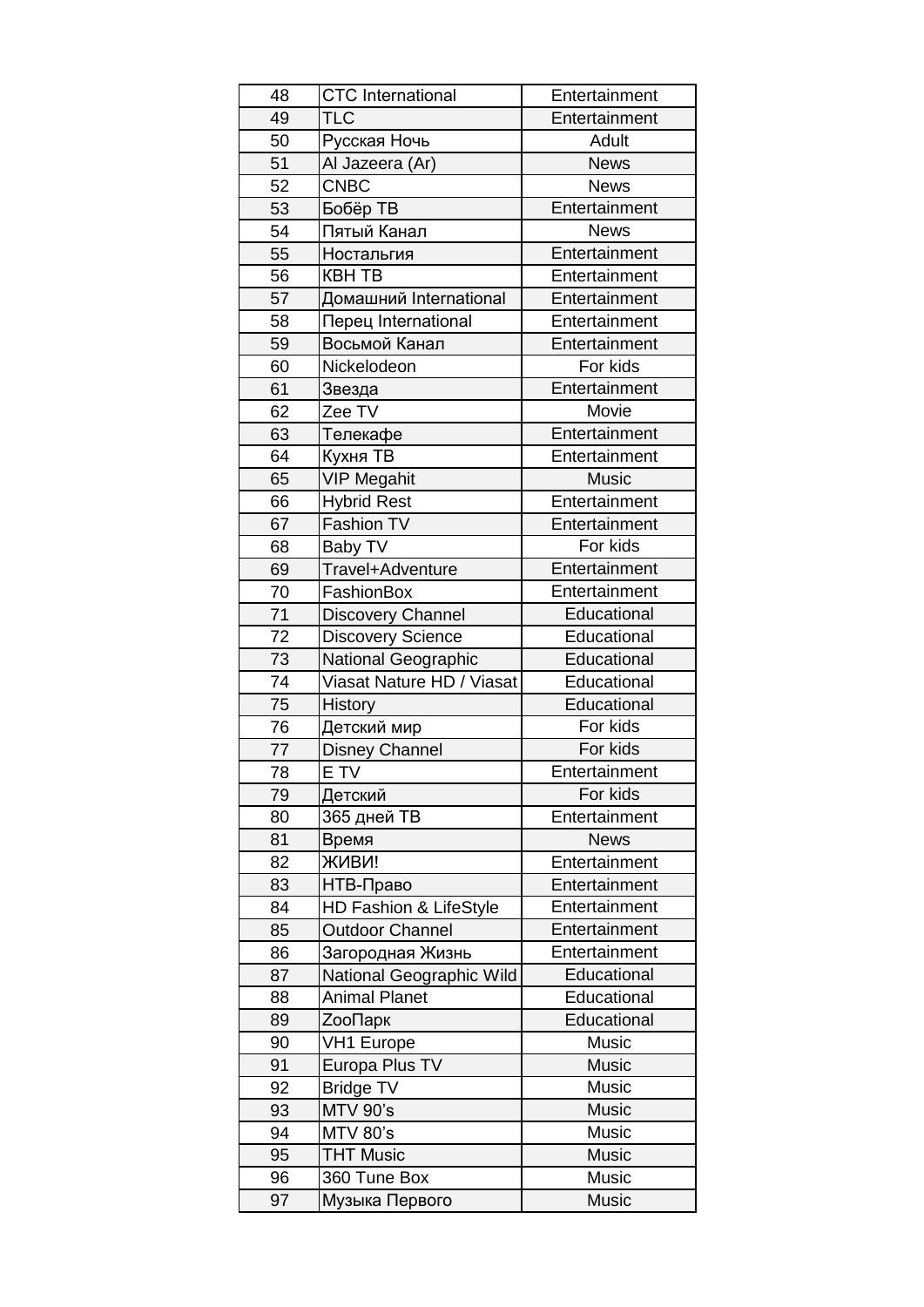| 48 | CTC International | Entertainment |
|---|---|---|
| 49 | TLC | Entertainment |
| 50 | Русская Ночь | Adult |
| 51 | Al Jazeera (Ar) | News |
| 52 | CNBC | News |
| 53 | Бобёр ТВ | Entertainment |
| 54 | Пятый Канал | News |
| 55 | Ностальгия | Entertainment |
| 56 | КВН ТВ | Entertainment |
| 57 | Домашний International | Entertainment |
| 58 | Перец International | Entertainment |
| 59 | Восьмой Канал | Entertainment |
| 60 | Nickelodeon | For kids |
| 61 | Звезда | Entertainment |
| 62 | Zee TV | Movie |
| 63 | Телекафе | Entertainment |
| 64 | Кухня ТВ | Entertainment |
| 65 | VIP Megahit | Music |
| 66 | Hybrid Rest | Entertainment |
| 67 | Fashion TV | Entertainment |
| 68 | Baby TV | For kids |
| 69 | Travel+Adventure | Entertainment |
| 70 | FashionBox | Entertainment |
| 71 | Discovery Channel | Educational |
| 72 | Discovery Science | Educational |
| 73 | National Geographic | Educational |
| 74 | Viasat Nature HD / Viasat | Educational |
| 75 | History | Educational |
| 76 | Детский мир | For kids |
| 77 | Disney Channel | For kids |
| 78 | E TV | Entertainment |
| 79 | Детский | For kids |
| 80 | 365 дней ТВ | Entertainment |
| 81 | Время | News |
| 82 | ЖИВИ! | Entertainment |
| 83 | НТВ-Право | Entertainment |
| 84 | HD Fashion & LifeStyle | Entertainment |
| 85 | Outdoor Channel | Entertainment |
| 86 | Загородная Жизнь | Entertainment |
| 87 | National Geographic Wild | Educational |
| 88 | Animal Planet | Educational |
| 89 | ZooПарк | Educational |
| 90 | VH1 Europe | Music |
| 91 | Europa Plus TV | Music |
| 92 | Bridge TV | Music |
| 93 | MTV 90’s | Music |
| 94 | MTV 80’s | Music |
| 95 | THT Music | Music |
| 96 | 360 Tune Box | Music |
| 97 | Музыка Первого | Music |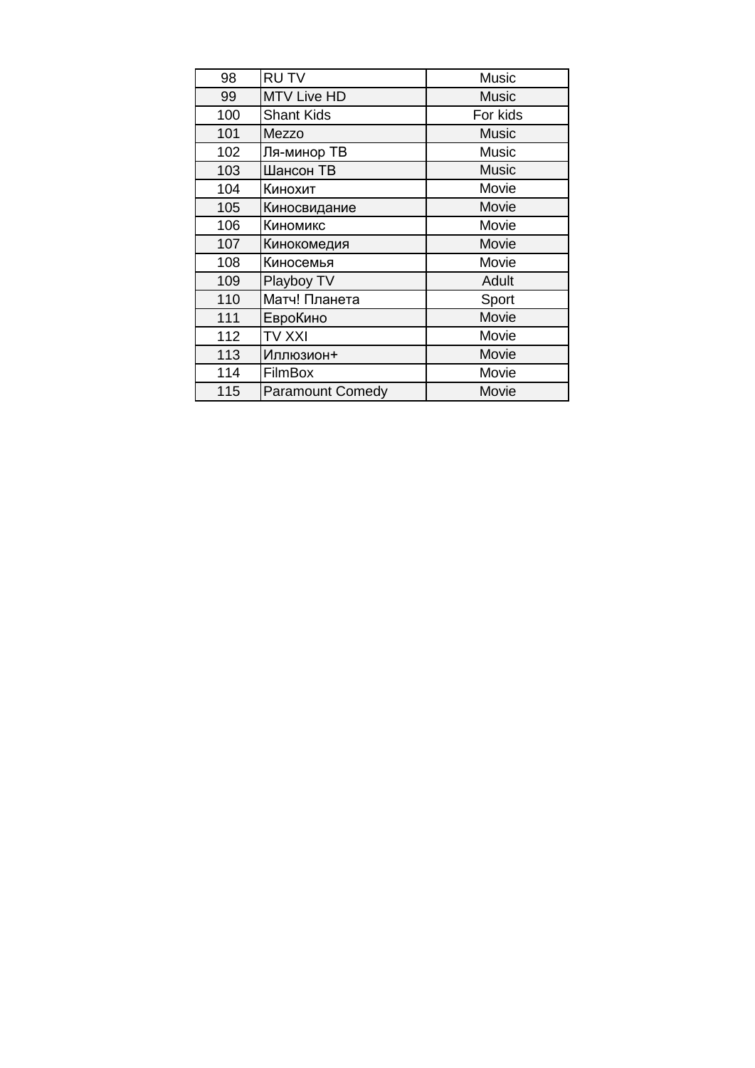| | | |
|---|---|---|
| 98 | RU TV | Music |
| 99 | MTV Live HD | Music |
| 100 | Shant Kids | For kids |
| 101 | Mezzo | Music |
| 102 | Ля-минор ТВ | Music |
| 103 | Шансон ТВ | Music |
| 104 | Кинохит | Movie |
| 105 | Киносвидание | Movie |
| 106 | Киномикс | Movie |
| 107 | Кинокомедия | Movie |
| 108 | Киносемья | Movie |
| 109 | Playboy TV | Adult |
| 110 | Матч! Планета | Sport |
| 111 | ЕвроКино | Movie |
| 112 | TV XXI | Movie |
| 113 | Иллюзион+ | Movie |
| 114 | FilmBox | Movie |
| 115 | Paramount Comedy | Movie |